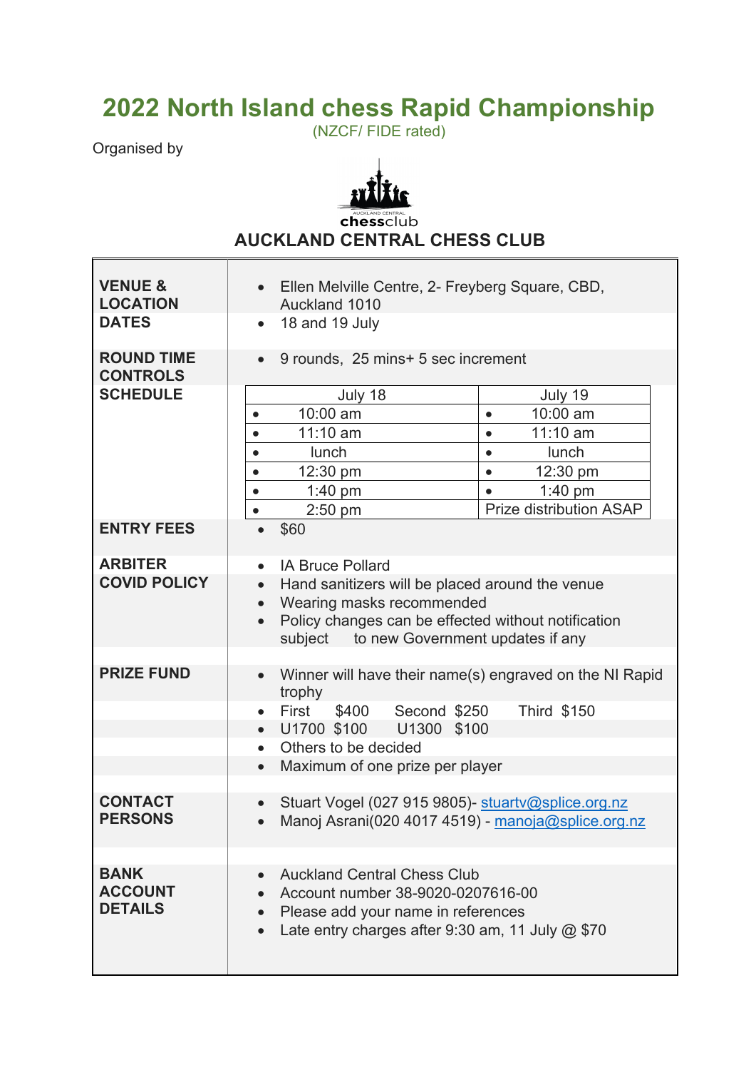# 2022 North Island chess Rapid Championship

(NZCF/ FIDE rated)

Organised by

chessclub

## AUCKLAND CENTRAL CHESS CLUB

| | |
|---|---|
| **VENUE & LOCATION** | • Ellen Melville Centre, 2- Freyberg Square, CBD, Auckland 1010 |
| **DATES** | • 18 and 19 July |
| **ROUND TIME CONTROLS** | • 9 rounds, 25 mins+ 5 sec increment |
| **SCHEDULE** | see schedule table below |
| **ENTRY FEES** | • $60 |
| **ARBITER** | • IA Bruce Pollard |
| **COVID POLICY** | • Hand sanitizers will be placed around the venue<br>• Wearing masks recommended<br>• Policy changes can be effected without notification subject to new Government updates if any |
| **PRIZE FUND** | • Winner will have their name(s) engraved on the NI Rapid trophy<br>• First $400 Second $250 Third $150<br>• U1700 $100 U1300 $100<br>• Others to be decided<br>• Maximum of one prize per player |
| **CONTACT PERSONS** | • Stuart Vogel (027 915 9805)- stuartv@splice.org.nz<br>• Manoj Asrani(020 4017 4519) - manoja@splice.org.nz |
| **BANK ACCOUNT DETAILS** | • Auckland Central Chess Club<br>• Account number 38-9020-0207616-00<br>• Please add your name in references<br>• Late entry charges after 9:30 am, 11 July @ $70 |

**SCHEDULE**

| July 18 | July 19 |
|---|---|
| • 10:00 am | • 10:00 am |
| • 11:10 am | • 11:10 am |
| • lunch | • lunch |
| • 12:30 pm | • 12:30 pm |
| • 1:40 pm | • 1:40 pm |
| • 2:50 pm | Prize distribution ASAP |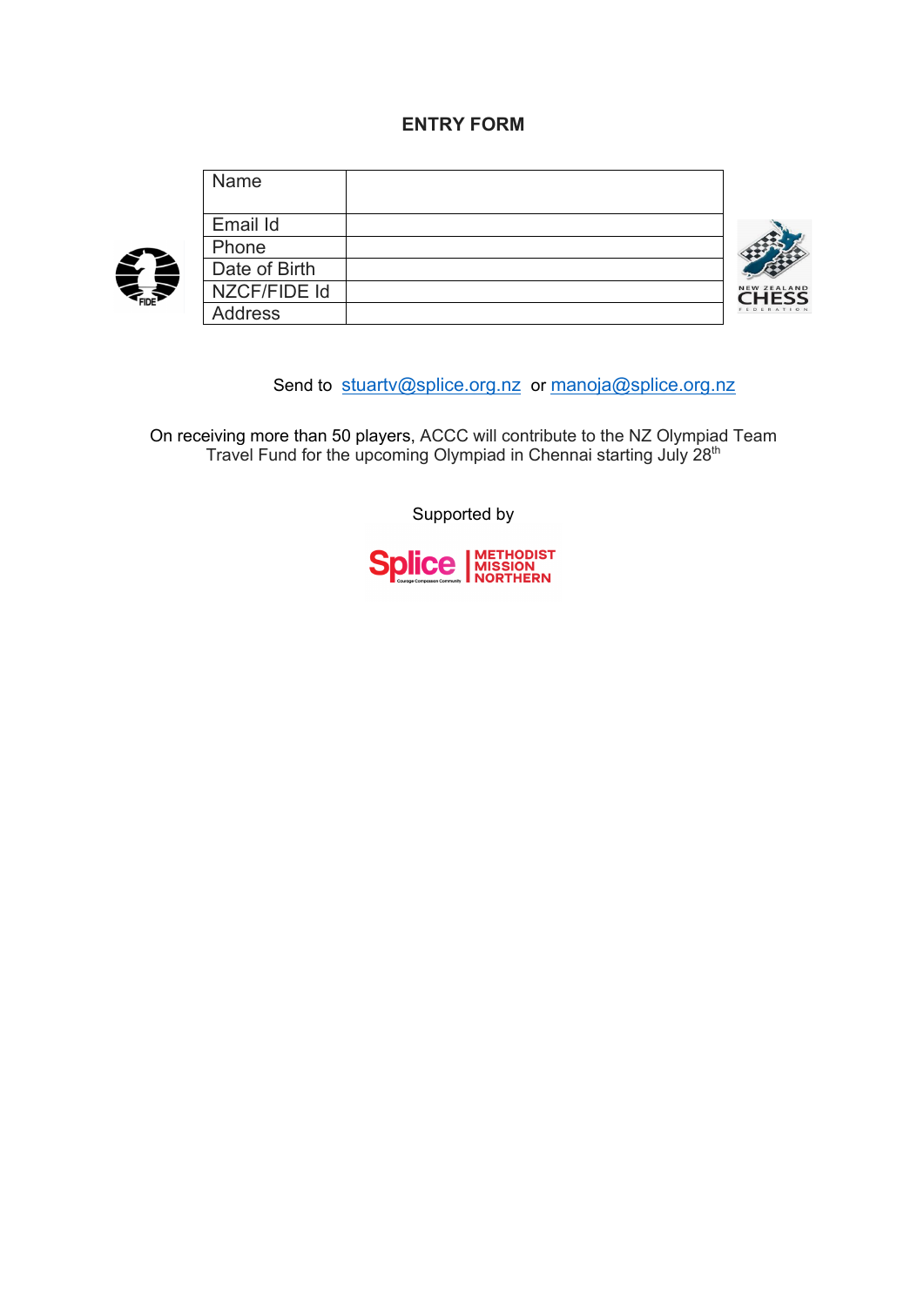## ENTRY FORM

| | |
|---|---|
| Name | |
| Email Id | |
| Phone | |
| Date of Birth | |
| NZCF/FIDE Id | |
| Address | |

Send to stuartv@splice.org.nz or manoja@splice.org.nz

On receiving more than 50 players, ACCC will contribute to the NZ Olympiad Team Travel Fund for the upcoming Olympiad in Chennai starting July 28th

Supported by